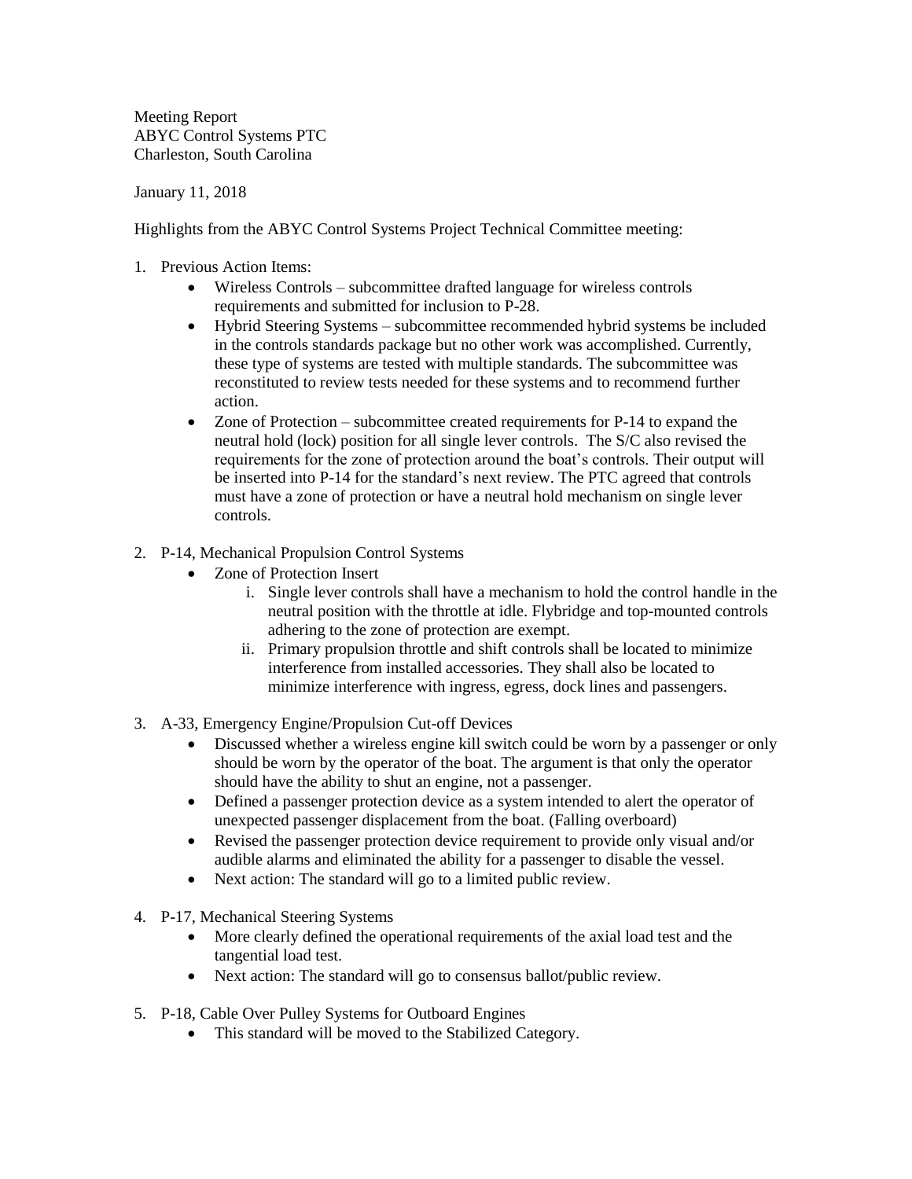Meeting Report
ABYC Control Systems PTC
Charleston, South Carolina

January 11, 2018

Highlights from the ABYC Control Systems Project Technical Committee meeting:

1. Previous Action Items:
   - Wireless Controls – subcommittee drafted language for wireless controls requirements and submitted for inclusion to P-28.
   - Hybrid Steering Systems – subcommittee recommended hybrid systems be included in the controls standards package but no other work was accomplished. Currently, these type of systems are tested with multiple standards. The subcommittee was reconstituted to review tests needed for these systems and to recommend further action.
   - Zone of Protection – subcommittee created requirements for P-14 to expand the neutral hold (lock) position for all single lever controls. The S/C also revised the requirements for the zone of protection around the boat's controls. Their output will be inserted into P-14 for the standard's next review. The PTC agreed that controls must have a zone of protection or have a neutral hold mechanism on single lever controls.

2. P-14, Mechanical Propulsion Control Systems
   - Zone of Protection Insert
     1. Single lever controls shall have a mechanism to hold the control handle in the neutral position with the throttle at idle. Flybridge and top-mounted controls adhering to the zone of protection are exempt.
     2. Primary propulsion throttle and shift controls shall be located to minimize interference from installed accessories. They shall also be located to minimize interference with ingress, egress, dock lines and passengers.

3. A-33, Emergency Engine/Propulsion Cut-off Devices
   - Discussed whether a wireless engine kill switch could be worn by a passenger or only should be worn by the operator of the boat. The argument is that only the operator should have the ability to shut an engine, not a passenger.
   - Defined a passenger protection device as a system intended to alert the operator of unexpected passenger displacement from the boat. (Falling overboard)
   - Revised the passenger protection device requirement to provide only visual and/or audible alarms and eliminated the ability for a passenger to disable the vessel.
   - Next action: The standard will go to a limited public review.

4. P-17, Mechanical Steering Systems
   - More clearly defined the operational requirements of the axial load test and the tangential load test.
   - Next action: The standard will go to consensus ballot/public review.

5. P-18, Cable Over Pulley Systems for Outboard Engines
   - This standard will be moved to the Stabilized Category.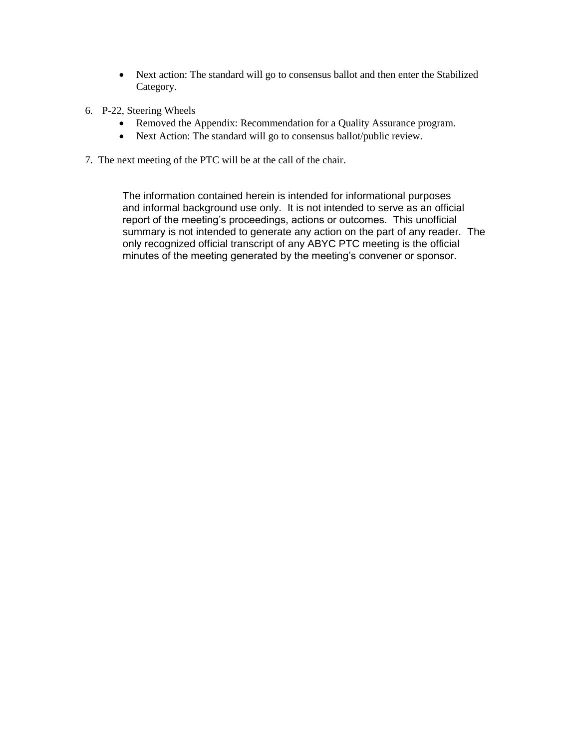- Next action: The standard will go to consensus ballot and then enter the Stabilized Category.

6. P-22, Steering Wheels
   - Removed the Appendix: Recommendation for a Quality Assurance program.
   - Next Action: The standard will go to consensus ballot/public review.

7. The next meeting of the PTC will be at the call of the chair.

The information contained herein is intended for informational purposes and informal background use only. It is not intended to serve as an official report of the meeting's proceedings, actions or outcomes. This unofficial summary is not intended to generate any action on the part of any reader. The only recognized official transcript of any ABYC PTC meeting is the official minutes of the meeting generated by the meeting's convener or sponsor.